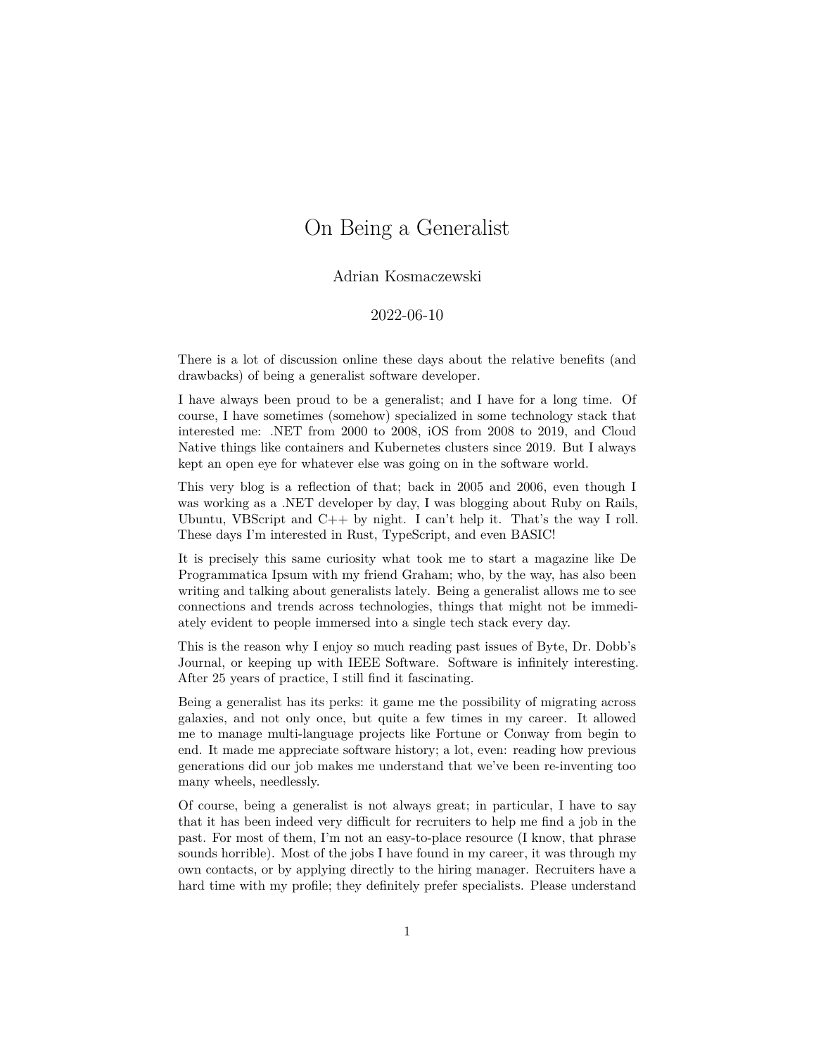# On Being a Generalist

Adrian Kosmaczewski

2022-06-10

There is a lot of discussion online these days about the relative benefits (and drawbacks) of being a generalist software developer.

I have always been proud to be a generalist; and I have for a long time. Of course, I have sometimes (somehow) specialized in some technology stack that interested me: .NET from 2000 to 2008, iOS from 2008 to 2019, and Cloud Native things like containers and Kubernetes clusters since 2019. But I always kept an open eye for whatever else was going on in the software world.

This very blog is a reflection of that; back in 2005 and 2006, even though I was working as a .NET developer by day, I was blogging about Ruby on Rails, Ubuntu, VBScript and C++ by night. I can't help it. That's the way I roll. These days I'm interested in Rust, TypeScript, and even BASIC!

It is precisely this same curiosity what took me to start a magazine like De Programmatica Ipsum with my friend Graham; who, by the way, has also been writing and talking about generalists lately. Being a generalist allows me to see connections and trends across technologies, things that might not be immediately evident to people immersed into a single tech stack every day.

This is the reason why I enjoy so much reading past issues of Byte, Dr. Dobb's Journal, or keeping up with IEEE Software. Software is infinitely interesting. After 25 years of practice, I still find it fascinating.

Being a generalist has its perks: it game me the possibility of migrating across galaxies, and not only once, but quite a few times in my career. It allowed me to manage multi-language projects like Fortune or Conway from begin to end. It made me appreciate software history; a lot, even: reading how previous generations did our job makes me understand that we've been re-inventing too many wheels, needlessly.

Of course, being a generalist is not always great; in particular, I have to say that it has been indeed very difficult for recruiters to help me find a job in the past. For most of them, I'm not an easy-to-place resource (I know, that phrase sounds horrible). Most of the jobs I have found in my career, it was through my own contacts, or by applying directly to the hiring manager. Recruiters have a hard time with my profile; they definitely prefer specialists. Please understand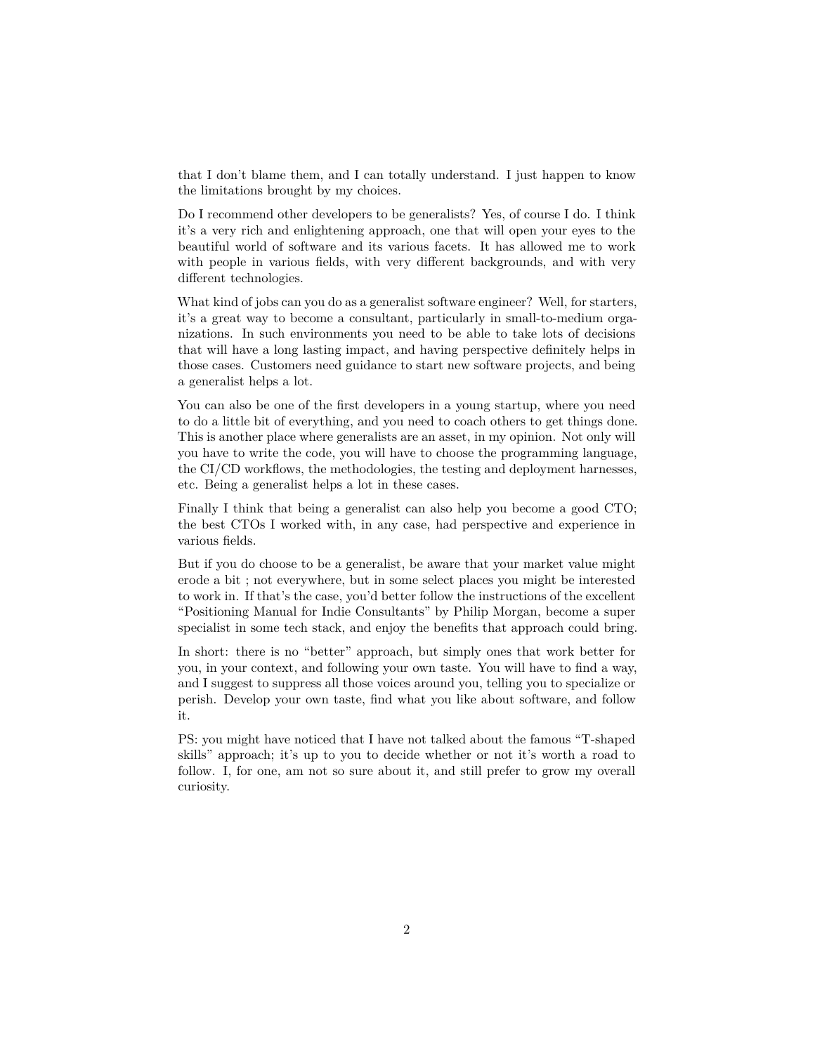that I don't blame them, and I can totally understand. I just happen to know the limitations brought by my choices.

Do I recommend other developers to be generalists? Yes, of course I do. I think it's a very rich and enlightening approach, one that will open your eyes to the beautiful world of software and its various facets. It has allowed me to work with people in various fields, with very different backgrounds, and with very different technologies.

What kind of jobs can you do as a generalist software engineer? Well, for starters, it's a great way to become a consultant, particularly in small-to-medium organizations. In such environments you need to be able to take lots of decisions that will have a long lasting impact, and having perspective definitely helps in those cases. Customers need guidance to start new software projects, and being a generalist helps a lot.

You can also be one of the first developers in a young startup, where you need to do a little bit of everything, and you need to coach others to get things done. This is another place where generalists are an asset, in my opinion. Not only will you have to write the code, you will have to choose the programming language, the CI/CD workflows, the methodologies, the testing and deployment harnesses, etc. Being a generalist helps a lot in these cases.

Finally I think that being a generalist can also help you become a good CTO; the best CTOs I worked with, in any case, had perspective and experience in various fields.

But if you do choose to be a generalist, be aware that your market value might erode a bit ; not everywhere, but in some select places you might be interested to work in. If that's the case, you'd better follow the instructions of the excellent "Positioning Manual for Indie Consultants" by Philip Morgan, become a super specialist in some tech stack, and enjoy the benefits that approach could bring.

In short: there is no "better" approach, but simply ones that work better for you, in your context, and following your own taste. You will have to find a way, and I suggest to suppress all those voices around you, telling you to specialize or perish. Develop your own taste, find what you like about software, and follow it.

PS: you might have noticed that I have not talked about the famous "T-shaped skills" approach; it's up to you to decide whether or not it's worth a road to follow. I, for one, am not so sure about it, and still prefer to grow my overall curiosity.